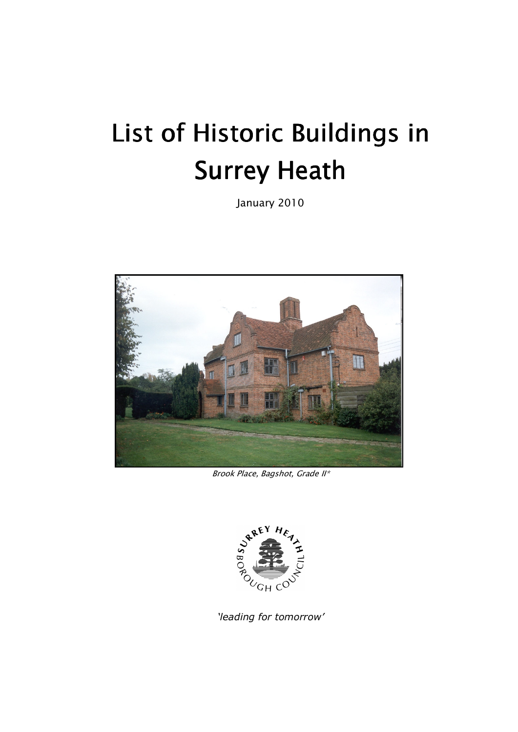# List of Historic Buildings in Surrey Heath

January 2010

*Brook Place, Bagshot, Grade II**

*'leading for tomorrow'*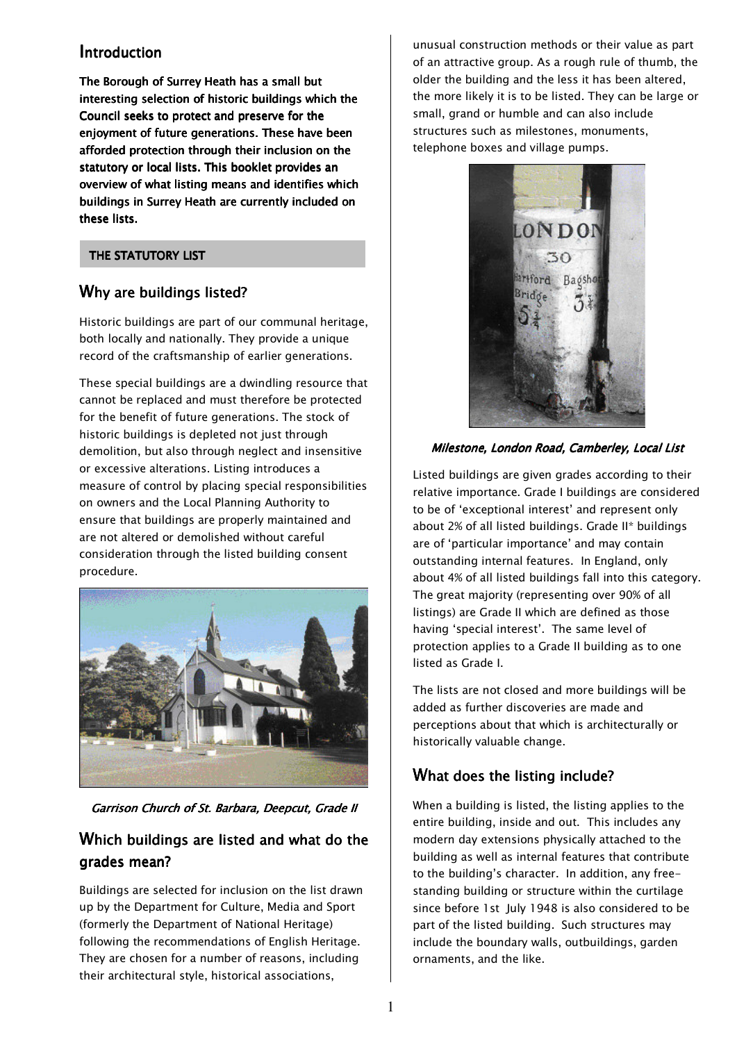## Introduction

**The Borough of Surrey Heath has a small but interesting selection of historic buildings which the Council seeks to protect and preserve for the enjoyment of future generations. These have been afforded protection through their inclusion on the statutory or local lists. This booklet provides an overview of what listing means and identifies which buildings in Surrey Heath are currently included on these lists.**

### THE STATUTORY LIST

## Why are buildings listed?

Historic buildings are part of our communal heritage, both locally and nationally. They provide a unique record of the craftsmanship of earlier generations.

These special buildings are a dwindling resource that cannot be replaced and must therefore be protected for the benefit of future generations. The stock of historic buildings is depleted not just through demolition, but also through neglect and insensitive or excessive alterations. Listing introduces a measure of control by placing special responsibilities on owners and the Local Planning Authority to ensure that buildings are properly maintained and are not altered or demolished without careful consideration through the listed building consent procedure.

*Garrison Church of St. Barbara, Deepcut, Grade II*

## Which buildings are listed and what do the grades mean?

Buildings are selected for inclusion on the list drawn up by the Department for Culture, Media and Sport (formerly the Department of National Heritage) following the recommendations of English Heritage. They are chosen for a number of reasons, including their architectural style, historical associations, unusual construction methods or their value as part of an attractive group. As a rough rule of thumb, the older the building and the less it has been altered, the more likely it is to be listed. They can be large or small, grand or humble and can also include structures such as milestones, monuments, telephone boxes and village pumps.

*Milestone, London Road, Camberley, Local List*

Listed buildings are given grades according to their relative importance. Grade I buildings are considered to be of 'exceptional interest' and represent only about 2% of all listed buildings. Grade II* buildings are of 'particular importance' and may contain outstanding internal features. In England, only about 4% of all listed buildings fall into this category. The great majority (representing over 90% of all listings) are Grade II which are defined as those having 'special interest'. The same level of protection applies to a Grade II building as to one listed as Grade I.

The lists are not closed and more buildings will be added as further discoveries are made and perceptions about that which is architecturally or historically valuable change.

## What does the listing include?

When a building is listed, the listing applies to the entire building, inside and out. This includes any modern day extensions physically attached to the building as well as internal features that contribute to the building's character. In addition, any free-standing building or structure within the curtilage since before 1st July 1948 is also considered to be part of the listed building. Such structures may include the boundary walls, outbuildings, garden ornaments, and the like.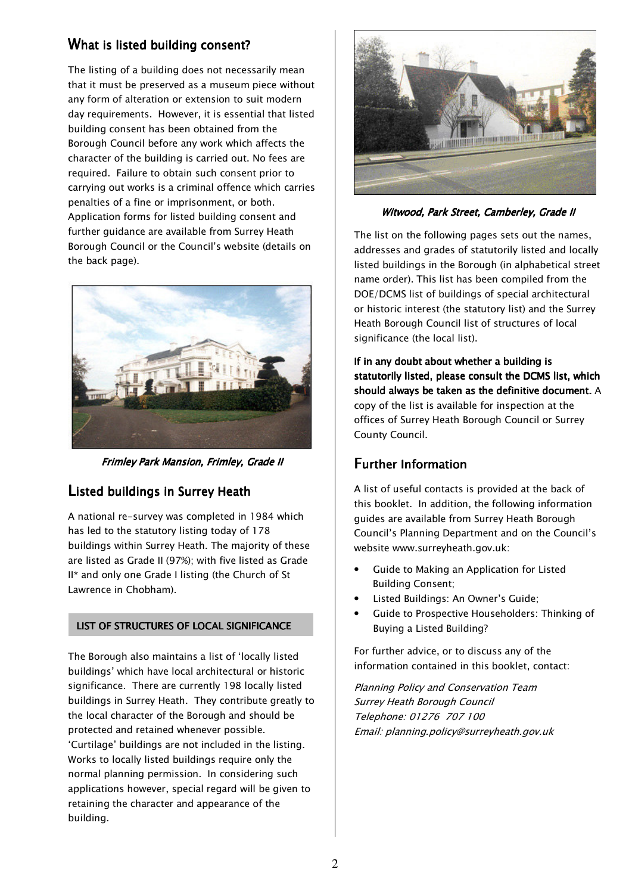## What is listed building consent?

The listing of a building does not necessarily mean that it must be preserved as a museum piece without any form of alteration or extension to suit modern day requirements. However, it is essential that listed building consent has been obtained from the Borough Council before any work which affects the character of the building is carried out. No fees are required. Failure to obtain such consent prior to carrying out works is a criminal offence which carries penalties of a fine or imprisonment, or both. Application forms for listed building consent and further guidance are available from Surrey Heath Borough Council or the Council's website (details on the back page).

*Frimley Park Mansion, Frimley, Grade II*

## Listed buildings in Surrey Heath

A national re-survey was completed in 1984 which has led to the statutory listing today of 178 buildings within Surrey Heath. The majority of these are listed as Grade II (97%); with five listed as Grade II* and only one Grade I listing (the Church of St Lawrence in Chobham).

### LIST OF STRUCTURES OF LOCAL SIGNIFICANCE

The Borough also maintains a list of 'locally listed buildings' which have local architectural or historic significance. There are currently 198 locally listed buildings in Surrey Heath. They contribute greatly to the local character of the Borough and should be protected and retained whenever possible. 'Curtilage' buildings are not included in the listing. Works to locally listed buildings require only the normal planning permission. In considering such applications however, special regard will be given to retaining the character and appearance of the building.

*Witwood, Park Street, Camberley, Grade II*

The list on the following pages sets out the names, addresses and grades of statutorily listed and locally listed buildings in the Borough (in alphabetical street name order). This list has been compiled from the DOE/DCMS list of buildings of special architectural or historic interest (the statutory list) and the Surrey Heath Borough Council list of structures of local significance (the local list).

**If in any doubt about whether a building is statutorily listed, please consult the DCMS list, which should always be taken as the definitive document.** A copy of the list is available for inspection at the offices of Surrey Heath Borough Council or Surrey County Council.

## Further Information

A list of useful contacts is provided at the back of this booklet. In addition, the following information guides are available from Surrey Heath Borough Council's Planning Department and on the Council's website www.surreyheath.gov.uk:

- Guide to Making an Application for Listed Building Consent;
- Listed Buildings: An Owner's Guide;
- Guide to Prospective Householders: Thinking of Buying a Listed Building?

For further advice, or to discuss any of the information contained in this booklet, contact:

*Planning Policy and Conservation Team*
*Surrey Heath Borough Council*
*Telephone: 01276 707 100*
*Email: planning.policy@surreyheath.gov.uk*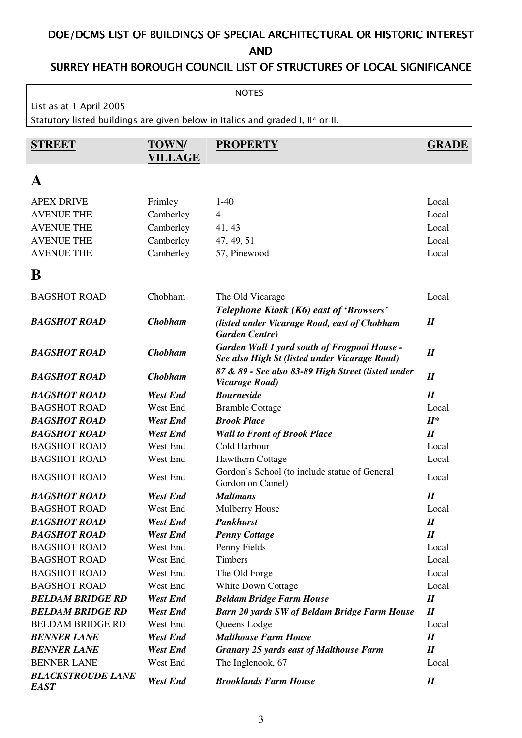# DOE/DCMS LIST OF BUILDINGS OF SPECIAL ARCHITECTURAL OR HISTORIC INTEREST

# AND

# SURREY HEATH BOROUGH COUNCIL LIST OF STRUCTURES OF LOCAL SIGNIFICANCE

NOTES

List as at 1 April 2005

Statutory listed buildings are given below in Italics and graded I, II* or II.

| STREET | TOWN/ VILLAGE | PROPERTY | GRADE |
|---|---|---|---|
| **A** | | | |
| APEX DRIVE | Frimley | 1-40 | Local |
| AVENUE THE | Camberley | 4 | Local |
| AVENUE THE | Camberley | 41, 43 | Local |
| AVENUE THE | Camberley | 47, 49, 51 | Local |
| AVENUE THE | Camberley | 57, Pinewood | Local |
| **B** | | | |
| BAGSHOT ROAD | Chobham | The Old Vicarage | Local |
| ***BAGSHOT ROAD*** | ***Chobham*** | ***Telephone Kiosk (K6) east of 'Browsers' (listed under Vicarage Road, east of Chobham Garden Centre)*** | ***II*** |
| ***BAGSHOT ROAD*** | ***Chobham*** | ***Garden Wall 1 yard south of Frogpool House - See also High St (listed under Vicarage Road)*** | ***II*** |
| ***BAGSHOT ROAD*** | ***Chobham*** | ***87 & 89 - See also 83-89 High Street (listed under Vicarage Road)*** | ***II*** |
| ***BAGSHOT ROAD*** | ***West End*** | ***Bourneside*** | ***II*** |
| BAGSHOT ROAD | West End | Bramble Cottage | Local |
| ***BAGSHOT ROAD*** | ***West End*** | ***Brook Place*** | ***II**** |
| ***BAGSHOT ROAD*** | ***West End*** | ***Wall to Front of Brook Place*** | ***II*** |
| BAGSHOT ROAD | West End | Cold Harbour | Local |
| BAGSHOT ROAD | West End | Hawthorn Cottage | Local |
| BAGSHOT ROAD | West End | Gordon's School (to include statue of General Gordon on Camel) | Local |
| ***BAGSHOT ROAD*** | ***West End*** | ***Maltmans*** | ***II*** |
| BAGSHOT ROAD | West End | Mulberry House | Local |
| ***BAGSHOT ROAD*** | ***West End*** | ***Pankhurst*** | ***II*** |
| ***BAGSHOT ROAD*** | ***West End*** | ***Penny Cottage*** | ***II*** |
| BAGSHOT ROAD | West End | Penny Fields | Local |
| BAGSHOT ROAD | West End | Timbers | Local |
| BAGSHOT ROAD | West End | The Old Forge | Local |
| BAGSHOT ROAD | West End | White Down Cottage | Local |
| ***BELDAM BRIDGE RD*** | ***West End*** | ***Beldam Bridge Farm House*** | ***II*** |
| ***BELDAM BRIDGE RD*** | ***West End*** | ***Barn 20 yards SW of Beldam Bridge Farm House*** | ***II*** |
| BELDAM BRIDGE RD | West End | Queens Lodge | Local |
| ***BENNER LANE*** | ***West End*** | ***Malthouse Farm House*** | ***II*** |
| ***BENNER LANE*** | ***West End*** | ***Granary 25 yards east of Malthouse Farm*** | ***II*** |
| BENNER LANE | West End | The Inglenook, 67 | Local |
| ***BLACKSTROUDE LANE EAST*** | ***West End*** | ***Brooklands Farm House*** | ***II*** |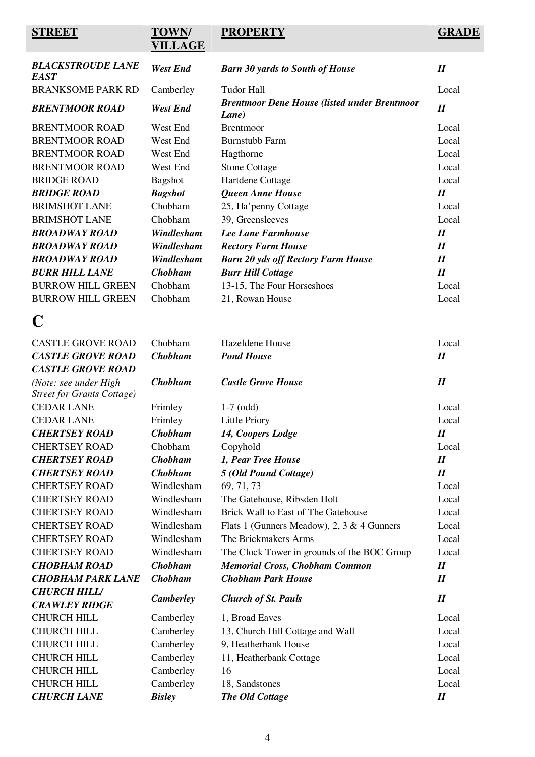| STREET | TOWN/ VILLAGE | PROPERTY | GRADE |
|---|---|---|---|
| ***BLACKSTROUDE LANE EAST*** | ***West End*** | ***Barn 30 yards to South of House*** | ***II*** |
| BRANKSOME PARK RD | Camberley | Tudor Hall | Local |
| ***BRENTMOOR ROAD*** | ***West End*** | ***Brentmoor Dene House (listed under Brentmoor Lane)*** | ***II*** |
| BRENTMOOR ROAD | West End | Brentmoor | Local |
| BRENTMOOR ROAD | West End | Burnstubb Farm | Local |
| BRENTMOOR ROAD | West End | Hagthorne | Local |
| BRENTMOOR ROAD | West End | Stone Cottage | Local |
| BRIDGE ROAD | Bagshot | Hartdene Cottage | Local |
| ***BRIDGE ROAD*** | ***Bagshot*** | ***Queen Anne House*** | ***II*** |
| BRIMSHOT LANE | Chobham | 25, Ha'penny Cottage | Local |
| BRIMSHOT LANE | Chobham | 39, Greensleeves | Local |
| ***BROADWAY ROAD*** | ***Windlesham*** | ***Lee Lane Farmhouse*** | ***II*** |
| ***BROADWAY ROAD*** | ***Windlesham*** | ***Rectory Farm House*** | ***II*** |
| ***BROADWAY ROAD*** | ***Windlesham*** | ***Barn 20 yds off Rectory Farm House*** | ***II*** |
| ***BURR HILL LANE*** | ***Chobham*** | ***Burr Hill Cottage*** | ***II*** |
| BURROW HILL GREEN | Chobham | 13-15, The Four Horseshoes | Local |
| BURROW HILL GREEN | Chobham | 21, Rowan House | Local |

# C

| STREET | TOWN/ VILLAGE | PROPERTY | GRADE |
|---|---|---|---|
| CASTLE GROVE ROAD | Chobham | Hazeldene House | Local |
| ***CASTLE GROVE ROAD*** | ***Chobham*** | ***Pond House*** | ***II*** |
| ***CASTLE GROVE ROAD*** *(Note: see under High Street for Grants Cottage)* | ***Chobham*** | ***Castle Grove House*** | ***II*** |
| CEDAR LANE | Frimley | 1-7 (odd) | Local |
| CEDAR LANE | Frimley | Little Priory | Local |
| ***CHERTSEY ROAD*** | ***Chobham*** | ***14, Coopers Lodge*** | ***II*** |
| CHERTSEY ROAD | Chobham | Copyhold | Local |
| ***CHERTSEY ROAD*** | ***Chobham*** | ***1, Pear Tree House*** | ***II*** |
| ***CHERTSEY ROAD*** | ***Chobham*** | ***5 (Old Pound Cottage)*** | ***II*** |
| CHERTSEY ROAD | Windlesham | 69, 71, 73 | Local |
| CHERTSEY ROAD | Windlesham | The Gatehouse, Ribsden Holt | Local |
| CHERTSEY ROAD | Windlesham | Brick Wall to East of The Gatehouse | Local |
| CHERTSEY ROAD | Windlesham | Flats 1 (Gunners Meadow), 2, 3 & 4 Gunners | Local |
| CHERTSEY ROAD | Windlesham | The Brickmakers Arms | Local |
| CHERTSEY ROAD | Windlesham | The Clock Tower in grounds of the BOC Group | Local |
| ***CHOBHAM ROAD*** | ***Chobham*** | ***Memorial Cross, Chobham Common*** | ***II*** |
| ***CHOBHAM PARK LANE*** | ***Chobham*** | ***Chobham Park House*** | ***II*** |
| ***CHURCH HILL/ CRAWLEY RIDGE*** | ***Camberley*** | ***Church of St. Pauls*** | ***II*** |
| CHURCH HILL | Camberley | 1, Broad Eaves | Local |
| CHURCH HILL | Camberley | 13, Church Hill Cottage and Wall | Local |
| CHURCH HILL | Camberley | 9, Heatherbank House | Local |
| CHURCH HILL | Camberley | 11, Heatherbank Cottage | Local |
| CHURCH HILL | Camberley | 16 | Local |
| CHURCH HILL | Camberley | 18, Sandstones | Local |
| ***CHURCH LANE*** | ***Bisley*** | ***The Old Cottage*** | ***II*** |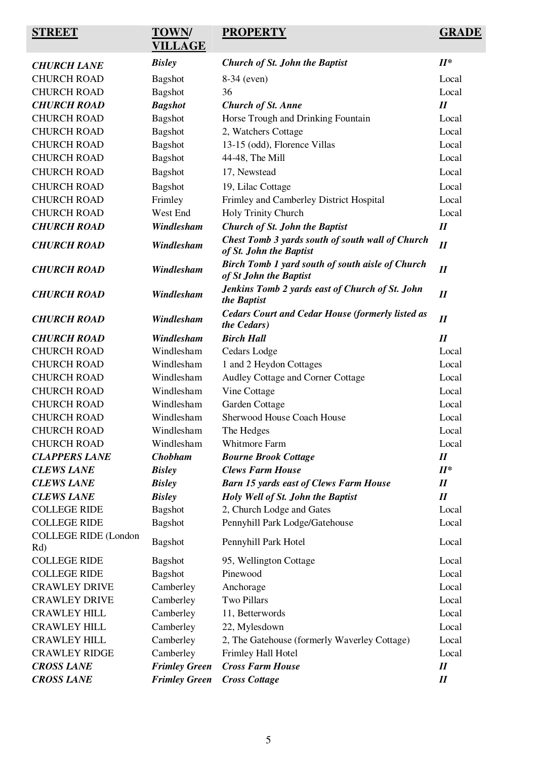| STREET | TOWN/ VILLAGE | PROPERTY | GRADE |
|---|---|---|---|
| ***CHURCH LANE*** | ***Bisley*** | ***Church of St. John the Baptist*** | ***II**** |
| CHURCH ROAD | Bagshot | 8-34 (even) | Local |
| CHURCH ROAD | Bagshot | 36 | Local |
| ***CHURCH ROAD*** | ***Bagshot*** | ***Church of St. Anne*** | ***II*** |
| CHURCH ROAD | Bagshot | Horse Trough and Drinking Fountain | Local |
| CHURCH ROAD | Bagshot | 2, Watchers Cottage | Local |
| CHURCH ROAD | Bagshot | 13-15 (odd), Florence Villas | Local |
| CHURCH ROAD | Bagshot | 44-48, The Mill | Local |
| CHURCH ROAD | Bagshot | 17, Newstead | Local |
| CHURCH ROAD | Bagshot | 19, Lilac Cottage | Local |
| CHURCH ROAD | Frimley | Frimley and Camberley District Hospital | Local |
| CHURCH ROAD | West End | Holy Trinity Church | Local |
| ***CHURCH ROAD*** | ***Windlesham*** | ***Church of St. John the Baptist*** | ***II*** |
| ***CHURCH ROAD*** | ***Windlesham*** | ***Chest Tomb 3 yards south of south wall of Church of St. John the Baptist*** | ***II*** |
| ***CHURCH ROAD*** | ***Windlesham*** | ***Birch Tomb 1 yard south of south aisle of Church of St John the Baptist*** | ***II*** |
| ***CHURCH ROAD*** | ***Windlesham*** | ***Jenkins Tomb 2 yards east of Church of St. John the Baptist*** | ***II*** |
| ***CHURCH ROAD*** | ***Windlesham*** | ***Cedars Court and Cedar House (formerly listed as the Cedars)*** | ***II*** |
| ***CHURCH ROAD*** | ***Windlesham*** | ***Birch Hall*** | ***II*** |
| CHURCH ROAD | Windlesham | Cedars Lodge | Local |
| CHURCH ROAD | Windlesham | 1 and 2 Heydon Cottages | Local |
| CHURCH ROAD | Windlesham | Audley Cottage and Corner Cottage | Local |
| CHURCH ROAD | Windlesham | Vine Cottage | Local |
| CHURCH ROAD | Windlesham | Garden Cottage | Local |
| CHURCH ROAD | Windlesham | Sherwood House Coach House | Local |
| CHURCH ROAD | Windlesham | The Hedges | Local |
| CHURCH ROAD | Windlesham | Whitmore Farm | Local |
| ***CLAPPERS LANE*** | ***Chobham*** | ***Bourne Brook Cottage*** | ***II*** |
| ***CLEWS LANE*** | ***Bisley*** | ***Clews Farm House*** | ***II**** |
| ***CLEWS LANE*** | ***Bisley*** | ***Barn 15 yards east of Clews Farm House*** | ***II*** |
| ***CLEWS LANE*** | ***Bisley*** | ***Holy Well of St. John the Baptist*** | ***II*** |
| COLLEGE RIDE | Bagshot | 2, Church Lodge and Gates | Local |
| COLLEGE RIDE | Bagshot | Pennyhill Park Lodge/Gatehouse | Local |
| COLLEGE RIDE (London Rd) | Bagshot | Pennyhill Park Hotel | Local |
| COLLEGE RIDE | Bagshot | 95, Wellington Cottage | Local |
| COLLEGE RIDE | Bagshot | Pinewood | Local |
| CRAWLEY DRIVE | Camberley | Anchorage | Local |
| CRAWLEY DRIVE | Camberley | Two Pillars | Local |
| CRAWLEY HILL | Camberley | 11, Betterwords | Local |
| CRAWLEY HILL | Camberley | 22, Mylesdown | Local |
| CRAWLEY HILL | Camberley | 2, The Gatehouse (formerly Waverley Cottage) | Local |
| CRAWLEY RIDGE | Camberley | Frimley Hall Hotel | Local |
| ***CROSS LANE*** | ***Frimley Green*** | ***Cross Farm House*** | ***II*** |
| ***CROSS LANE*** | ***Frimley Green*** | ***Cross Cottage*** | ***II*** |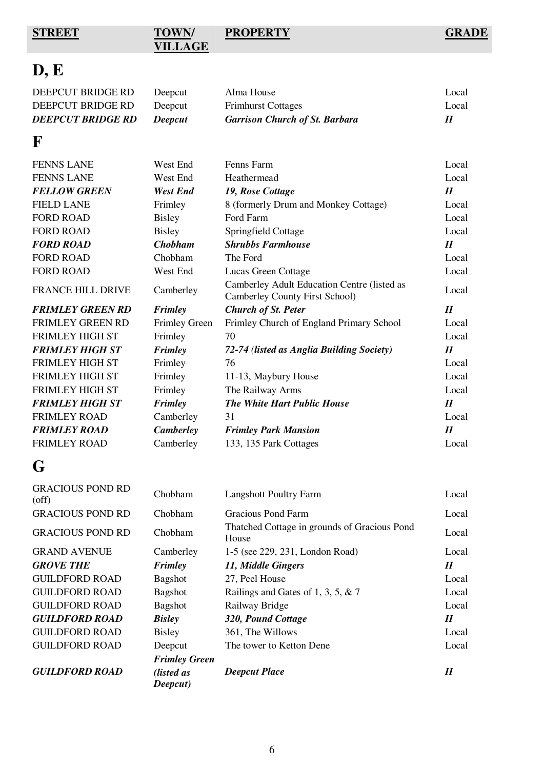| STREET | TOWN/ VILLAGE | PROPERTY | GRADE |
|---|---|---|---|

## D, E

| STREET | TOWN/ VILLAGE | PROPERTY | GRADE |
|---|---|---|---|
| DEEPCUT BRIDGE RD | Deepcut | Alma House | Local |
| DEEPCUT BRIDGE RD | Deepcut | Frimhurst Cottages | Local |
| ***DEEPCUT BRIDGE RD*** | ***Deepcut*** | ***Garrison Church of St. Barbara*** | ***II*** |

## F

| STREET | TOWN/ VILLAGE | PROPERTY | GRADE |
|---|---|---|---|
| FENNS LANE | West End | Fenns Farm | Local |
| FENNS LANE | West End | Heathermead | Local |
| ***FELLOW GREEN*** | ***West End*** | ***19, Rose Cottage*** | ***II*** |
| FIELD LANE | Frimley | 8 (formerly Drum and Monkey Cottage) | Local |
| FORD ROAD | Bisley | Ford Farm | Local |
| FORD ROAD | Bisley | Springfield Cottage | Local |
| ***FORD ROAD*** | ***Chobham*** | ***Shrubbs Farmhouse*** | ***II*** |
| FORD ROAD | Chobham | The Ford | Local |
| FORD ROAD | West End | Lucas Green Cottage | Local |
| FRANCE HILL DRIVE | Camberley | Camberley Adult Education Centre (listed as Camberley County First School) | Local |
| ***FRIMLEY GREEN RD*** | ***Frimley*** | ***Church of St. Peter*** | ***II*** |
| FRIMLEY GREEN RD | Frimley Green | Frimley Church of England Primary School | Local |
| FRIMLEY HIGH ST | Frimley | 70 | Local |
| ***FRIMLEY HIGH ST*** | ***Frimley*** | ***72-74 (listed as Anglia Building Society)*** | ***II*** |
| FRIMLEY HIGH ST | Frimley | 76 | Local |
| FRIMLEY HIGH ST | Frimley | 11-13, Maybury House | Local |
| FRIMLEY HIGH ST | Frimley | The Railway Arms | Local |
| ***FRIMLEY HIGH ST*** | ***Frimley*** | ***The White Hart Public House*** | ***II*** |
| FRIMLEY ROAD | Camberley | 31 | Local |
| ***FRIMLEY ROAD*** | ***Camberley*** | ***Frimley Park Mansion*** | ***II*** |
| FRIMLEY ROAD | Camberley | 133, 135 Park Cottages | Local |

## G

| STREET | TOWN/ VILLAGE | PROPERTY | GRADE |
|---|---|---|---|
| GRACIOUS POND RD (off) | Chobham | Langshott Poultry Farm | Local |
| GRACIOUS POND RD | Chobham | Gracious Pond Farm | Local |
| GRACIOUS POND RD | Chobham | Thatched Cottage in grounds of Gracious Pond House | Local |
| GRAND AVENUE | Camberley | 1-5 (see 229, 231, London Road) | Local |
| ***GROVE THE*** | ***Frimley*** | ***11, Middle Gingers*** | ***II*** |
| GUILDFORD ROAD | Bagshot | 27, Peel House | Local |
| GUILDFORD ROAD | Bagshot | Railings and Gates of 1, 3, 5, & 7 | Local |
| GUILDFORD ROAD | Bagshot | Railway Bridge | Local |
| ***GUILDFORD ROAD*** | ***Bisley*** | ***320, Pound Cottage*** | ***II*** |
| GUILDFORD ROAD | Bisley | 361, The Willows | Local |
| GUILDFORD ROAD | Deepcut | The tower to Ketton Dene | Local |
| ***GUILDFORD ROAD*** | ***Frimley Green (listed as Deepcut)*** | ***Deepcut Place*** | ***II*** |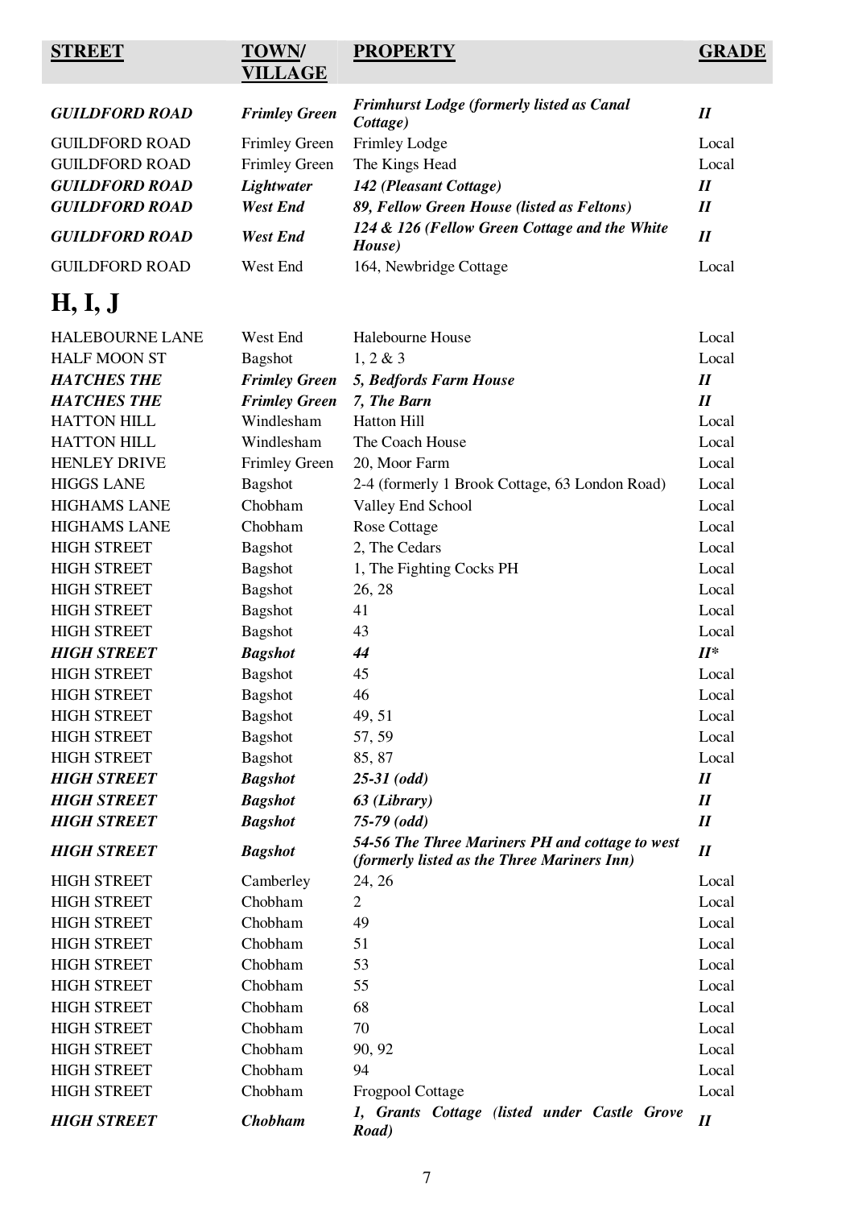| STREET | TOWN/ VILLAGE | PROPERTY | GRADE |
|---|---|---|---|
| ***GUILDFORD ROAD*** | ***Frimley Green*** | ***Frimhurst Lodge (formerly listed as Canal Cottage)*** | ***II*** |
| GUILDFORD ROAD | Frimley Green | Frimley Lodge | Local |
| GUILDFORD ROAD | Frimley Green | The Kings Head | Local |
| ***GUILDFORD ROAD*** | ***Lightwater*** | ***142 (Pleasant Cottage)*** | ***II*** |
| ***GUILDFORD ROAD*** | ***West End*** | ***89, Fellow Green House (listed as Feltons)*** | ***II*** |
| ***GUILDFORD ROAD*** | ***West End*** | ***124 & 126 (Fellow Green Cottage and the White House)*** | ***II*** |
| GUILDFORD ROAD | West End | 164, Newbridge Cottage | Local |

# H, I, J

| STREET | TOWN/ VILLAGE | PROPERTY | GRADE |
|---|---|---|---|
| HALEBOURNE LANE | West End | Halebourne House | Local |
| HALF MOON ST | Bagshot | 1, 2 & 3 | Local |
| ***HATCHES THE*** | ***Frimley Green*** | ***5, Bedfords Farm House*** | ***II*** |
| ***HATCHES THE*** | ***Frimley Green*** | ***7, The Barn*** | ***II*** |
| HATTON HILL | Windlesham | Hatton Hill | Local |
| HATTON HILL | Windlesham | The Coach House | Local |
| HENLEY DRIVE | Frimley Green | 20, Moor Farm | Local |
| HIGGS LANE | Bagshot | 2-4 (formerly 1 Brook Cottage, 63 London Road) | Local |
| HIGHAMS LANE | Chobham | Valley End School | Local |
| HIGHAMS LANE | Chobham | Rose Cottage | Local |
| HIGH STREET | Bagshot | 2, The Cedars | Local |
| HIGH STREET | Bagshot | 1, The Fighting Cocks PH | Local |
| HIGH STREET | Bagshot | 26, 28 | Local |
| HIGH STREET | Bagshot | 41 | Local |
| HIGH STREET | Bagshot | 43 | Local |
| ***HIGH STREET*** | ***Bagshot*** | ***44*** | ***II**** |
| HIGH STREET | Bagshot | 45 | Local |
| HIGH STREET | Bagshot | 46 | Local |
| HIGH STREET | Bagshot | 49, 51 | Local |
| HIGH STREET | Bagshot | 57, 59 | Local |
| HIGH STREET | Bagshot | 85, 87 | Local |
| ***HIGH STREET*** | ***Bagshot*** | ***25-31 (odd)*** | ***II*** |
| ***HIGH STREET*** | ***Bagshot*** | ***63 (Library)*** | ***II*** |
| ***HIGH STREET*** | ***Bagshot*** | ***75-79 (odd)*** | ***II*** |
| ***HIGH STREET*** | ***Bagshot*** | ***54-56 The Three Mariners PH and cottage to west (formerly listed as the Three Mariners Inn)*** | ***II*** |
| HIGH STREET | Camberley | 24, 26 | Local |
| HIGH STREET | Chobham | 2 | Local |
| HIGH STREET | Chobham | 49 | Local |
| HIGH STREET | Chobham | 51 | Local |
| HIGH STREET | Chobham | 53 | Local |
| HIGH STREET | Chobham | 55 | Local |
| HIGH STREET | Chobham | 68 | Local |
| HIGH STREET | Chobham | 70 | Local |
| HIGH STREET | Chobham | 90, 92 | Local |
| HIGH STREET | Chobham | 94 | Local |
| HIGH STREET | Chobham | Frogpool Cottage | Local |
| ***HIGH STREET*** | ***Chobham*** | ***1, Grants Cottage (listed under Castle Grove Road)*** | ***II*** |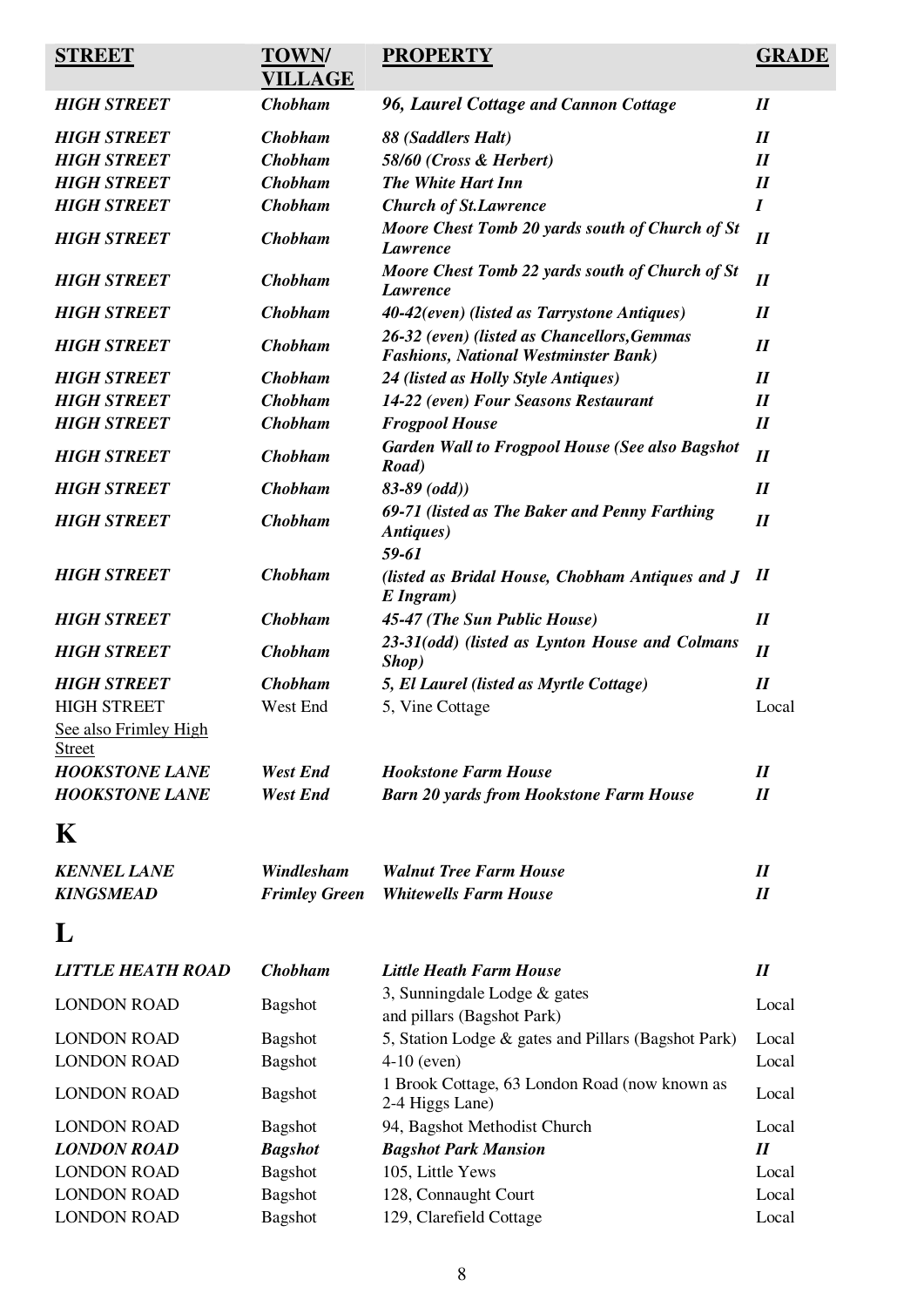| STREET | TOWN/ VILLAGE | PROPERTY | GRADE |
|---|---|---|---|
| ***HIGH STREET*** | ***Chobham*** | ***96, Laurel Cottage and Cannon Cottage*** | ***II*** |
| ***HIGH STREET*** | ***Chobham*** | ***88 (Saddlers Halt)*** | ***II*** |
| ***HIGH STREET*** | ***Chobham*** | ***58/60 (Cross & Herbert)*** | ***II*** |
| ***HIGH STREET*** | ***Chobham*** | ***The White Hart Inn*** | ***II*** |
| ***HIGH STREET*** | ***Chobham*** | ***Church of St.Lawrence*** | ***I*** |
| ***HIGH STREET*** | ***Chobham*** | ***Moore Chest Tomb 20 yards south of Church of St Lawrence*** | ***II*** |
| ***HIGH STREET*** | ***Chobham*** | ***Moore Chest Tomb 22 yards south of Church of St Lawrence*** | ***II*** |
| ***HIGH STREET*** | ***Chobham*** | ***40-42(even) (listed as Tarrystone Antiques)*** | ***II*** |
| ***HIGH STREET*** | ***Chobham*** | ***26-32 (even) (listed as Chancellors,Gemmas Fashions, National Westminster Bank)*** | ***II*** |
| ***HIGH STREET*** | ***Chobham*** | ***24 (listed as Holly Style Antiques)*** | ***II*** |
| ***HIGH STREET*** | ***Chobham*** | ***14-22 (even) Four Seasons Restaurant*** | ***II*** |
| ***HIGH STREET*** | ***Chobham*** | ***Frogpool House*** | ***II*** |
| ***HIGH STREET*** | ***Chobham*** | ***Garden Wall to Frogpool House (See also Bagshot Road)*** | ***II*** |
| ***HIGH STREET*** | ***Chobham*** | ***83-89 (odd))*** | ***II*** |
| ***HIGH STREET*** | ***Chobham*** | ***69-71 (listed as The Baker and Penny Farthing Antiques)*** | ***II*** |
| ***HIGH STREET*** | ***Chobham*** | ***59-61 (listed as Bridal House, Chobham Antiques and J E Ingram)*** | ***II*** |
| ***HIGH STREET*** | ***Chobham*** | ***45-47 (The Sun Public House)*** | ***II*** |
| ***HIGH STREET*** | ***Chobham*** | ***23-31(odd) (listed as Lynton House and Colmans Shop)*** | ***II*** |
| ***HIGH STREET*** | ***Chobham*** | ***5, El Laurel (listed as Myrtle Cottage)*** | ***II*** |
| HIGH STREET | West End | 5, Vine Cottage | Local |
| See also Frimley High Street | | | |
| ***HOOKSTONE LANE*** | ***West End*** | ***Hookstone Farm House*** | ***II*** |
| ***HOOKSTONE LANE*** | ***West End*** | ***Barn 20 yards from Hookstone Farm House*** | ***II*** |

# K

| STREET | TOWN/ VILLAGE | PROPERTY | GRADE |
|---|---|---|---|
| ***KENNEL LANE*** | ***Windlesham*** | ***Walnut Tree Farm House*** | ***II*** |
| ***KINGSMEAD*** | ***Frimley Green*** | ***Whitewells Farm House*** | ***II*** |

# L

| STREET | TOWN/ VILLAGE | PROPERTY | GRADE |
|---|---|---|---|
| ***LITTLE HEATH ROAD*** | ***Chobham*** | ***Little Heath Farm House*** | ***II*** |
| LONDON ROAD | Bagshot | 3, Sunningdale Lodge & gates and pillars (Bagshot Park) | Local |
| LONDON ROAD | Bagshot | 5, Station Lodge & gates and Pillars (Bagshot Park) | Local |
| LONDON ROAD | Bagshot | 4-10 (even) | Local |
| LONDON ROAD | Bagshot | 1 Brook Cottage, 63 London Road (now known as 2-4 Higgs Lane) | Local |
| LONDON ROAD | Bagshot | 94, Bagshot Methodist Church | Local |
| ***LONDON ROAD*** | ***Bagshot*** | ***Bagshot Park Mansion*** | ***II*** |
| LONDON ROAD | Bagshot | 105, Little Yews | Local |
| LONDON ROAD | Bagshot | 128, Connaught Court | Local |
| LONDON ROAD | Bagshot | 129, Clarefield Cottage | Local |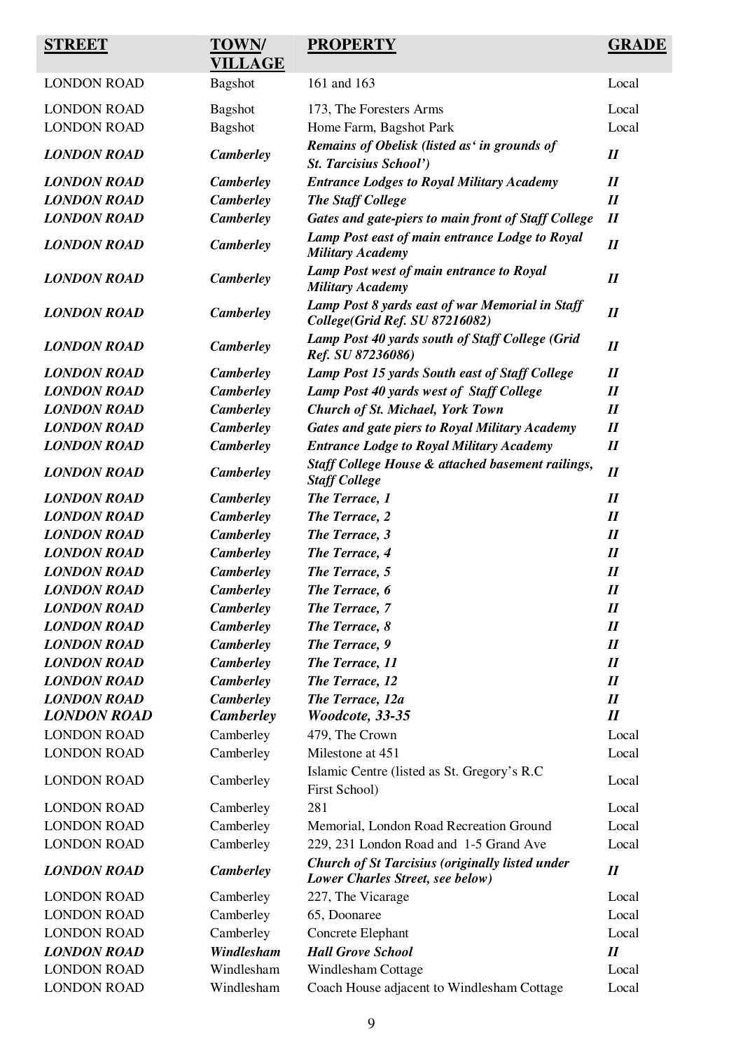| STREET | TOWN/ VILLAGE | PROPERTY | GRADE |
|---|---|---|---|
| LONDON ROAD | Bagshot | 161 and 163 | Local |
| LONDON ROAD | Bagshot | 173, The Foresters Arms | Local |
| LONDON ROAD | Bagshot | Home Farm, Bagshot Park | Local |
| ***LONDON ROAD*** | ***Camberley*** | ***Remains of Obelisk (listed as' in grounds of St. Tarcisius School')*** | ***II*** |
| ***LONDON ROAD*** | ***Camberley*** | ***Entrance Lodges to Royal Military Academy*** | ***II*** |
| ***LONDON ROAD*** | ***Camberley*** | ***The Staff College*** | ***II*** |
| ***LONDON ROAD*** | ***Camberley*** | ***Gates and gate-piers to main front of Staff College*** | ***II*** |
| ***LONDON ROAD*** | ***Camberley*** | ***Lamp Post east of main entrance Lodge to Royal Military Academy*** | ***II*** |
| ***LONDON ROAD*** | ***Camberley*** | ***Lamp Post west of main entrance to Royal Military Academy*** | ***II*** |
| ***LONDON ROAD*** | ***Camberley*** | ***Lamp Post 8 yards east of war Memorial in Staff College(Grid Ref. SU 87216082)*** | ***II*** |
| ***LONDON ROAD*** | ***Camberley*** | ***Lamp Post 40 yards south of Staff College (Grid Ref. SU 87236086)*** | ***II*** |
| ***LONDON ROAD*** | ***Camberley*** | ***Lamp Post 15 yards South east of Staff College*** | ***II*** |
| ***LONDON ROAD*** | ***Camberley*** | ***Lamp Post 40 yards west of Staff College*** | ***II*** |
| ***LONDON ROAD*** | ***Camberley*** | ***Church of St. Michael, York Town*** | ***II*** |
| ***LONDON ROAD*** | ***Camberley*** | ***Gates and gate piers to Royal Military Academy*** | ***II*** |
| ***LONDON ROAD*** | ***Camberley*** | ***Entrance Lodge to Royal Military Academy*** | ***II*** |
| ***LONDON ROAD*** | ***Camberley*** | ***Staff College House & attached basement railings, Staff College*** | ***II*** |
| ***LONDON ROAD*** | ***Camberley*** | ***The Terrace, 1*** | ***II*** |
| ***LONDON ROAD*** | ***Camberley*** | ***The Terrace, 2*** | ***II*** |
| ***LONDON ROAD*** | ***Camberley*** | ***The Terrace, 3*** | ***II*** |
| ***LONDON ROAD*** | ***Camberley*** | ***The Terrace, 4*** | ***II*** |
| ***LONDON ROAD*** | ***Camberley*** | ***The Terrace, 5*** | ***II*** |
| ***LONDON ROAD*** | ***Camberley*** | ***The Terrace, 6*** | ***II*** |
| ***LONDON ROAD*** | ***Camberley*** | ***The Terrace, 7*** | ***II*** |
| ***LONDON ROAD*** | ***Camberley*** | ***The Terrace, 8*** | ***II*** |
| ***LONDON ROAD*** | ***Camberley*** | ***The Terrace, 9*** | ***II*** |
| ***LONDON ROAD*** | ***Camberley*** | ***The Terrace, 11*** | ***II*** |
| ***LONDON ROAD*** | ***Camberley*** | ***The Terrace, 12*** | ***II*** |
| ***LONDON ROAD*** | ***Camberley*** | ***The Terrace, 12a*** | ***II*** |
| ***LONDON ROAD*** | ***Camberley*** | ***Woodcote, 33-35*** | ***II*** |
| LONDON ROAD | Camberley | 479, The Crown | Local |
| LONDON ROAD | Camberley | Milestone at 451 | Local |
| LONDON ROAD | Camberley | Islamic Centre (listed as St. Gregory's R.C First School) | Local |
| LONDON ROAD | Camberley | 281 | Local |
| LONDON ROAD | Camberley | Memorial, London Road Recreation Ground | Local |
| LONDON ROAD | Camberley | 229, 231 London Road and 1-5 Grand Ave | Local |
| ***LONDON ROAD*** | ***Camberley*** | ***Church of St Tarcisius (originally listed under Lower Charles Street, see below)*** | ***II*** |
| LONDON ROAD | Camberley | 227, The Vicarage | Local |
| LONDON ROAD | Camberley | 65, Doonaree | Local |
| LONDON ROAD | Camberley | Concrete Elephant | Local |
| ***LONDON ROAD*** | ***Windlesham*** | ***Hall Grove School*** | ***II*** |
| LONDON ROAD | Windlesham | Windlesham Cottage | Local |
| LONDON ROAD | Windlesham | Coach House adjacent to Windlesham Cottage | Local |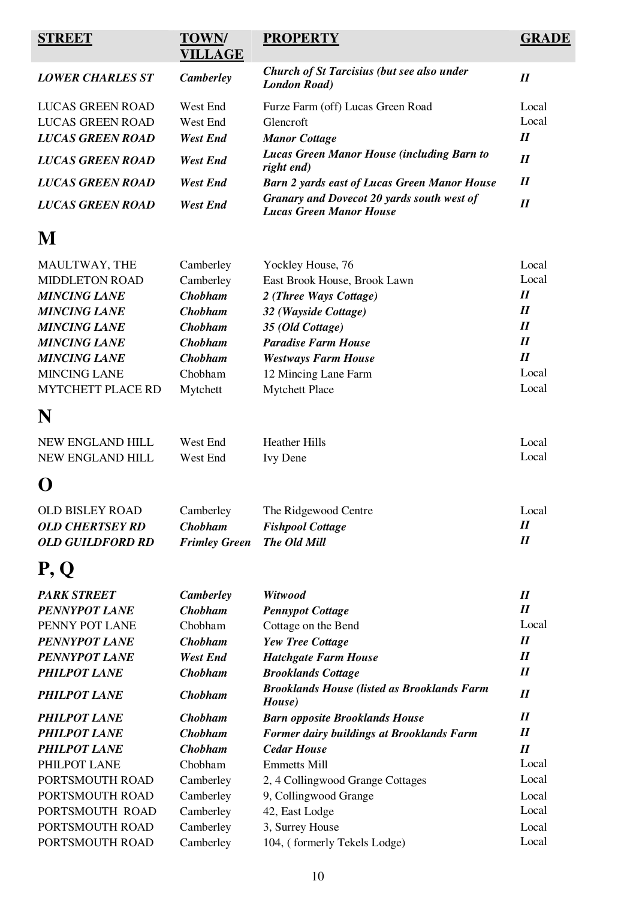| STREET | TOWN/ VILLAGE | PROPERTY | GRADE |
|---|---|---|---|
| ***LOWER CHARLES ST*** | ***Camberley*** | ***Church of St Tarcisius (but see also under London Road)*** | ***II*** |
| LUCAS GREEN ROAD | West End | Furze Farm (off) Lucas Green Road | Local |
| LUCAS GREEN ROAD | West End | Glencroft | Local |
| ***LUCAS GREEN ROAD*** | ***West End*** | ***Manor Cottage*** | ***II*** |
| ***LUCAS GREEN ROAD*** | ***West End*** | ***Lucas Green Manor House (including Barn to right end)*** | ***II*** |
| ***LUCAS GREEN ROAD*** | ***West End*** | ***Barn 2 yards east of Lucas Green Manor House*** | ***II*** |
| ***LUCAS GREEN ROAD*** | ***West End*** | ***Granary and Dovecot 20 yards south west of Lucas Green Manor House*** | ***II*** |

# M

| STREET | TOWN/ VILLAGE | PROPERTY | GRADE |
|---|---|---|---|
| MAULTWAY, THE | Camberley | Yockley House, 76 | Local |
| MIDDLETON ROAD | Camberley | East Brook House, Brook Lawn | Local |
| ***MINCING LANE*** | ***Chobham*** | ***2 (Three Ways Cottage)*** | ***II*** |
| ***MINCING LANE*** | ***Chobham*** | ***32 (Wayside Cottage)*** | ***II*** |
| ***MINCING LANE*** | ***Chobham*** | ***35 (Old Cottage)*** | ***II*** |
| ***MINCING LANE*** | ***Chobham*** | ***Paradise Farm House*** | ***II*** |
| ***MINCING LANE*** | ***Chobham*** | ***Westways Farm House*** | ***II*** |
| MINCING LANE | Chobham | 12 Mincing Lane Farm | Local |
| MYTCHETT PLACE RD | Mytchett | Mytchett Place | Local |

# N

| STREET | TOWN/ VILLAGE | PROPERTY | GRADE |
|---|---|---|---|
| NEW ENGLAND HILL | West End | Heather Hills | Local |
| NEW ENGLAND HILL | West End | Ivy Dene | Local |

# O

| STREET | TOWN/ VILLAGE | PROPERTY | GRADE |
|---|---|---|---|
| OLD BISLEY ROAD | Camberley | The Ridgewood Centre | Local |
| ***OLD CHERTSEY RD*** | ***Chobham*** | ***Fishpool Cottage*** | ***II*** |
| ***OLD GUILDFORD RD*** | ***Frimley Green*** | ***The Old Mill*** | ***II*** |

# P, Q

| STREET | TOWN/ VILLAGE | PROPERTY | GRADE |
|---|---|---|---|
| ***PARK STREET*** | ***Camberley*** | ***Witwood*** | ***II*** |
| ***PENNYPOT LANE*** | ***Chobham*** | ***Pennypot Cottage*** | ***II*** |
| PENNY POT LANE | Chobham | Cottage on the Bend | Local |
| ***PENNYPOT LANE*** | ***Chobham*** | ***Yew Tree Cottage*** | ***II*** |
| ***PENNYPOT LANE*** | ***West End*** | ***Hatchgate Farm House*** | ***II*** |
| ***PHILPOT LANE*** | ***Chobham*** | ***Brooklands Cottage*** | ***II*** |
| ***PHILPOT LANE*** | ***Chobham*** | ***Brooklands House (listed as Brooklands Farm House)*** | ***II*** |
| ***PHILPOT LANE*** | ***Chobham*** | ***Barn opposite Brooklands House*** | ***II*** |
| ***PHILPOT LANE*** | ***Chobham*** | ***Former dairy buildings at Brooklands Farm*** | ***II*** |
| ***PHILPOT LANE*** | ***Chobham*** | ***Cedar House*** | ***II*** |
| PHILPOT LANE | Chobham | Emmetts Mill | Local |
| PORTSMOUTH ROAD | Camberley | 2, 4 Collingwood Grange Cottages | Local |
| PORTSMOUTH ROAD | Camberley | 9, Collingwood Grange | Local |
| PORTSMOUTH ROAD | Camberley | 42, East Lodge | Local |
| PORTSMOUTH ROAD | Camberley | 3, Surrey House | Local |
| PORTSMOUTH ROAD | Camberley | 104, ( formerly Tekels Lodge) | Local |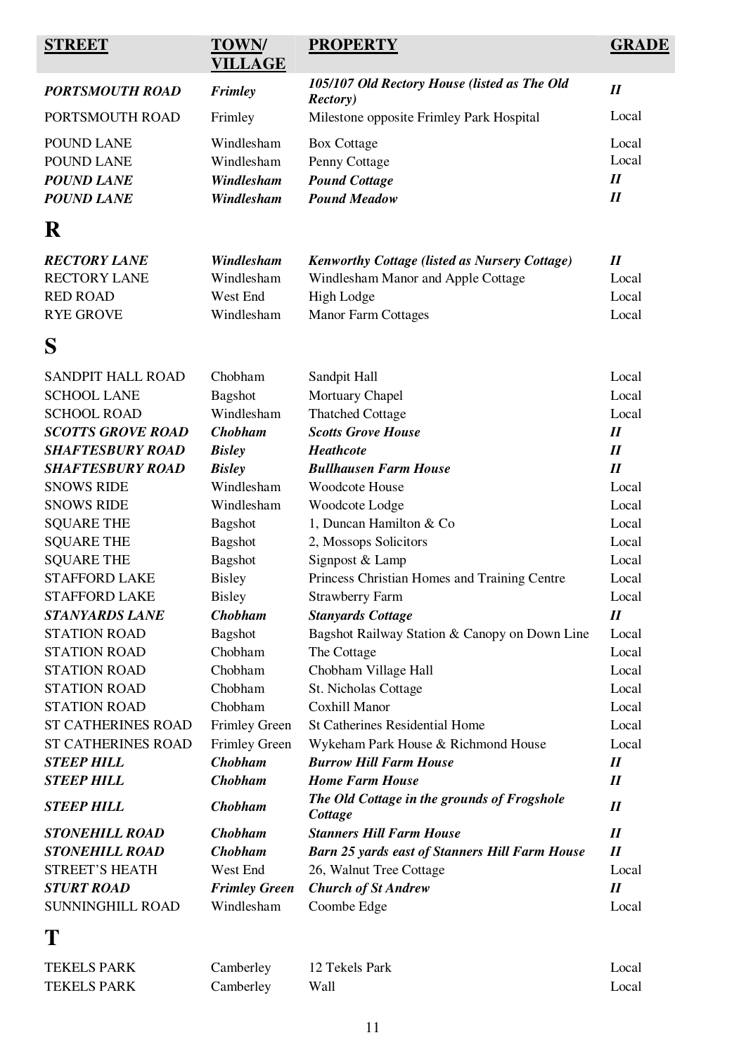| STREET | TOWN/ VILLAGE | PROPERTY | GRADE |
|---|---|---|---|
| ***PORTSMOUTH ROAD*** | ***Frimley*** | ***105/107 Old Rectory House (listed as The Old Rectory)*** | ***II*** |
| PORTSMOUTH ROAD | Frimley | Milestone opposite Frimley Park Hospital | Local |
| POUND LANE | Windlesham | Box Cottage | Local |
| POUND LANE | Windlesham | Penny Cottage | Local |
| ***POUND LANE*** | ***Windlesham*** | ***Pound Cottage*** | ***II*** |
| ***POUND LANE*** | ***Windlesham*** | ***Pound Meadow*** | ***II*** |
| **R** | | | |
| ***RECTORY LANE*** | ***Windlesham*** | ***Kenworthy Cottage (listed as Nursery Cottage)*** | ***II*** |
| RECTORY LANE | Windlesham | Windlesham Manor and Apple Cottage | Local |
| RED ROAD | West End | High Lodge | Local |
| RYE GROVE | Windlesham | Manor Farm Cottages | Local |
| **S** | | | |
| SANDPIT HALL ROAD | Chobham | Sandpit Hall | Local |
| SCHOOL LANE | Bagshot | Mortuary Chapel | Local |
| SCHOOL ROAD | Windlesham | Thatched Cottage | Local |
| ***SCOTTS GROVE ROAD*** | ***Chobham*** | ***Scotts Grove House*** | ***II*** |
| ***SHAFTESBURY ROAD*** | ***Bisley*** | ***Heathcote*** | ***II*** |
| ***SHAFTESBURY ROAD*** | ***Bisley*** | ***Bullhausen Farm House*** | ***II*** |
| SNOWS RIDE | Windlesham | Woodcote House | Local |
| SNOWS RIDE | Windlesham | Woodcote Lodge | Local |
| SQUARE THE | Bagshot | 1, Duncan Hamilton & Co | Local |
| SQUARE THE | Bagshot | 2, Mossops Solicitors | Local |
| SQUARE THE | Bagshot | Signpost & Lamp | Local |
| STAFFORD LAKE | Bisley | Princess Christian Homes and Training Centre | Local |
| STAFFORD LAKE | Bisley | Strawberry Farm | Local |
| ***STANYARDS LANE*** | ***Chobham*** | ***Stanyards Cottage*** | ***II*** |
| STATION ROAD | Bagshot | Bagshot Railway Station & Canopy on Down Line | Local |
| STATION ROAD | Chobham | The Cottage | Local |
| STATION ROAD | Chobham | Chobham Village Hall | Local |
| STATION ROAD | Chobham | St. Nicholas Cottage | Local |
| STATION ROAD | Chobham | Coxhill Manor | Local |
| ST CATHERINES ROAD | Frimley Green | St Catherines Residential Home | Local |
| ST CATHERINES ROAD | Frimley Green | Wykeham Park House & Richmond House | Local |
| ***STEEP HILL*** | ***Chobham*** | ***Burrow Hill Farm House*** | ***II*** |
| ***STEEP HILL*** | ***Chobham*** | ***Home Farm House*** | ***II*** |
| ***STEEP HILL*** | ***Chobham*** | ***The Old Cottage in the grounds of Frogshole Cottage*** | ***II*** |
| ***STONEHILL ROAD*** | ***Chobham*** | ***Stanners Hill Farm House*** | ***II*** |
| ***STONEHILL ROAD*** | ***Chobham*** | ***Barn 25 yards east of Stanners Hill Farm House*** | ***II*** |
| STREET'S HEATH | West End | 26, Walnut Tree Cottage | Local |
| ***STURT ROAD*** | ***Frimley Green*** | ***Church of St Andrew*** | ***II*** |
| SUNNINGHILL ROAD | Windlesham | Coombe Edge | Local |
| **T** | | | |
| TEKELS PARK | Camberley | 12 Tekels Park | Local |
| TEKELS PARK | Camberley | Wall | Local |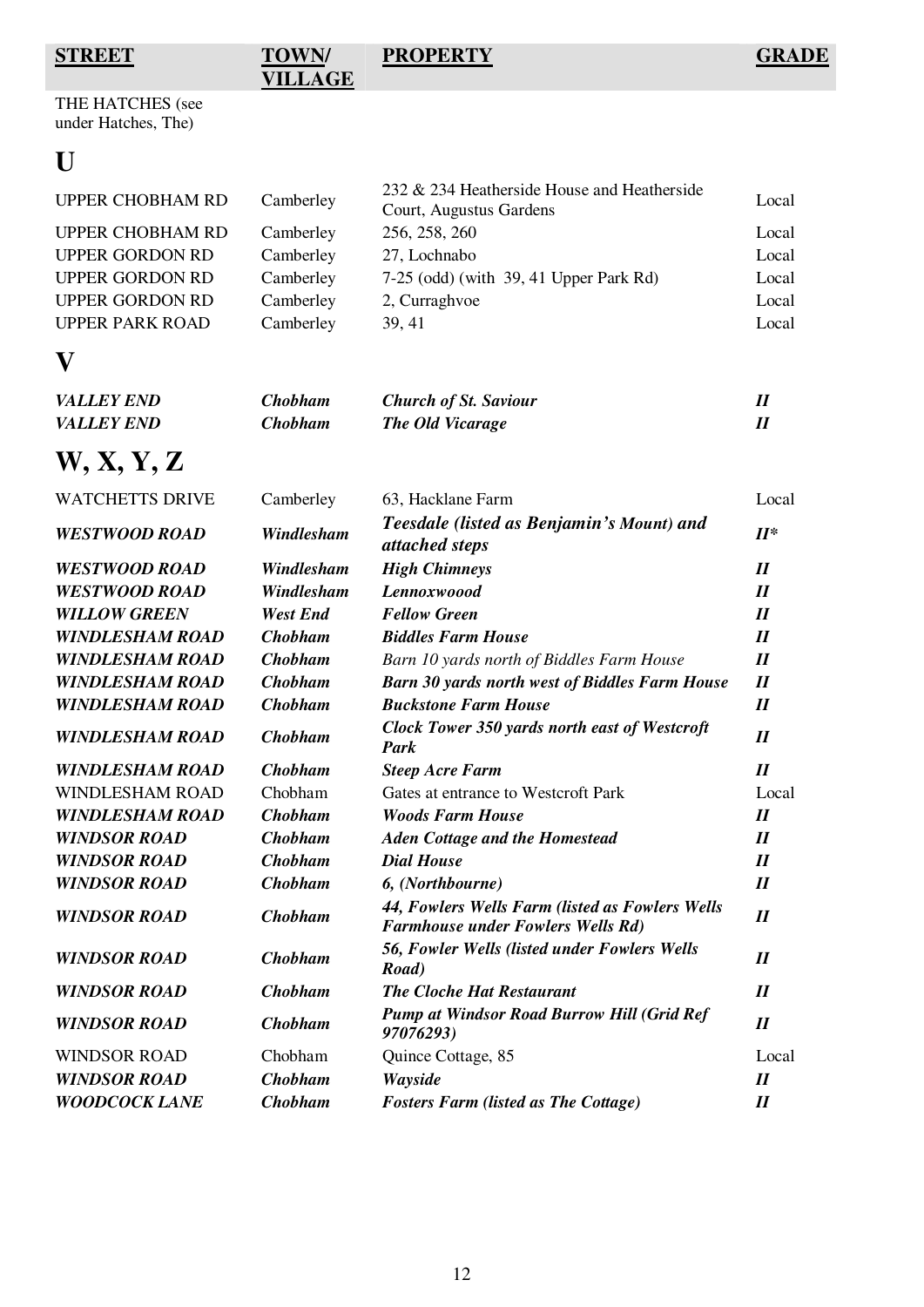| STREET | TOWN/ VILLAGE | PROPERTY | GRADE |
|---|---|---|---|
| THE HATCHES (see under Hatches, The) | | | |
| **U** | | | |
| UPPER CHOBHAM RD | Camberley | 232 & 234 Heatherside House and Heatherside Court, Augustus Gardens | Local |
| UPPER CHOBHAM RD | Camberley | 256, 258, 260 | Local |
| UPPER GORDON RD | Camberley | 27, Lochnabo | Local |
| UPPER GORDON RD | Camberley | 7-25 (odd) (with 39, 41 Upper Park Rd) | Local |
| UPPER GORDON RD | Camberley | 2, Curraghvoe | Local |
| UPPER PARK ROAD | Camberley | 39, 41 | Local |
| **V** | | | |
| ***VALLEY END*** | ***Chobham*** | ***Church of St. Saviour*** | ***II*** |
| ***VALLEY END*** | ***Chobham*** | ***The Old Vicarage*** | ***II*** |
| **W, X, Y, Z** | | | |
| WATCHETTS DRIVE | Camberley | 63, Hacklane Farm | Local |
| ***WESTWOOD ROAD*** | ***Windlesham*** | ***Teesdale (listed as Benjamin's Mount) and attached steps*** | ***II**** |
| ***WESTWOOD ROAD*** | ***Windlesham*** | ***High Chimneys*** | ***II*** |
| ***WESTWOOD ROAD*** | ***Windlesham*** | ***Lennoxwoood*** | ***II*** |
| ***WILLOW GREEN*** | ***West End*** | ***Fellow Green*** | ***II*** |
| ***WINDLESHAM ROAD*** | ***Chobham*** | ***Biddles Farm House*** | ***II*** |
| ***WINDLESHAM ROAD*** | ***Chobham*** | *Barn 10 yards north of Biddles Farm House* | ***II*** |
| ***WINDLESHAM ROAD*** | ***Chobham*** | ***Barn 30 yards north west of Biddles Farm House*** | ***II*** |
| ***WINDLESHAM ROAD*** | ***Chobham*** | ***Buckstone Farm House*** | ***II*** |
| ***WINDLESHAM ROAD*** | ***Chobham*** | ***Clock Tower 350 yards north east of Westcroft Park*** | ***II*** |
| ***WINDLESHAM ROAD*** | ***Chobham*** | ***Steep Acre Farm*** | ***II*** |
| WINDLESHAM ROAD | Chobham | Gates at entrance to Westcroft Park | Local |
| ***WINDLESHAM ROAD*** | ***Chobham*** | ***Woods Farm House*** | ***II*** |
| ***WINDSOR ROAD*** | ***Chobham*** | ***Aden Cottage and the Homestead*** | ***II*** |
| ***WINDSOR ROAD*** | ***Chobham*** | ***Dial House*** | ***II*** |
| ***WINDSOR ROAD*** | ***Chobham*** | ***6, (Northbourne)*** | ***II*** |
| ***WINDSOR ROAD*** | ***Chobham*** | ***44, Fowlers Wells Farm (listed as Fowlers Wells Farmhouse under Fowlers Wells Rd)*** | ***II*** |
| ***WINDSOR ROAD*** | ***Chobham*** | ***56, Fowler Wells (listed under Fowlers Wells Road)*** | ***II*** |
| ***WINDSOR ROAD*** | ***Chobham*** | ***The Cloche Hat Restaurant*** | ***II*** |
| ***WINDSOR ROAD*** | ***Chobham*** | ***Pump at Windsor Road Burrow Hill (Grid Ref 97076293)*** | ***II*** |
| WINDSOR ROAD | Chobham | Quince Cottage, 85 | Local |
| ***WINDSOR ROAD*** | ***Chobham*** | ***Wayside*** | ***II*** |
| ***WOODCOCK LANE*** | ***Chobham*** | ***Fosters Farm (listed as The Cottage)*** | ***II*** |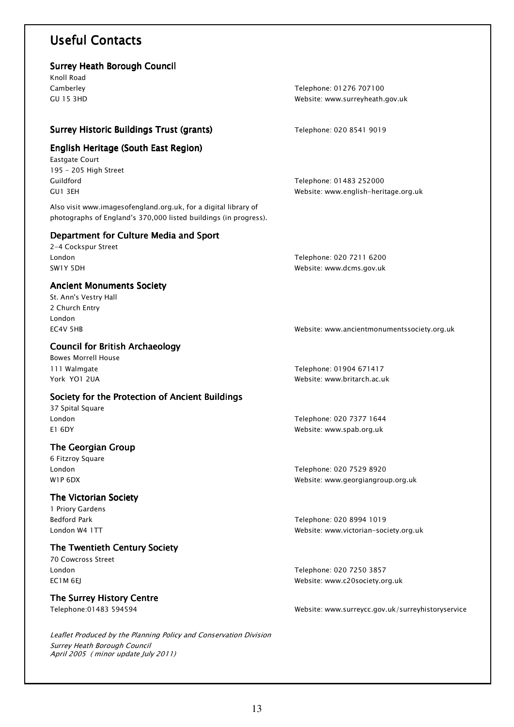# Useful Contacts

### Surrey Heath Borough Council

Knoll Road
Camberley
GU 15 3HD

Telephone: 01276 707100
Website: www.surreyheath.gov.uk

### Surrey Historic Buildings Trust (grants)

Telephone: 020 8541 9019

### English Heritage (South East Region)

Eastgate Court
195 - 205 High Street
Guildford
GU1 3EH

Telephone: 01483 252000
Website: www.english-heritage.org.uk

Also visit www.imagesofengland.org.uk, for a digital library of photographs of England's 370,000 listed buildings (in progress).

### Department for Culture Media and Sport

2-4 Cockspur Street
London
SW1Y 5DH

Telephone: 020 7211 6200
Website: www.dcms.gov.uk

### Ancient Monuments Society

St. Ann's Vestry Hall
2 Church Entry
London
EC4V 5HB

Website: www.ancientmonumentssociety.org.uk

### Council for British Archaeology

Bowes Morrell House
111 Walmgate
York YO1 2UA

Telephone: 01904 671417
Website: www.britarch.ac.uk

### Society for the Protection of Ancient Buildings

37 Spital Square
London
E1 6DY

Telephone: 020 7377 1644
Website: www.spab.org.uk

### The Georgian Group

6 Fitzroy Square
London
W1P 6DX

Telephone: 020 7529 8920
Website: www.georgiangroup.org.uk

### The Victorian Society

1 Priory Gardens
Bedford Park
London W4 1TT

Telephone: 020 8994 1019
Website: www.victorian-society.org.uk

### The Twentieth Century Society

70 Cowcross Street
London
EC1M 6EJ

Telephone: 020 7250 3857
Website: www.c20society.org.uk

### The Surrey History Centre

Telephone:01483 594594

Website: www.surreycc.gov.uk/surreyhistoryservice

*Leaflet Produced by the Planning Policy and Conservation Division*
*Surrey Heath Borough Council*
*April 2005 ( minor update July 2011)*